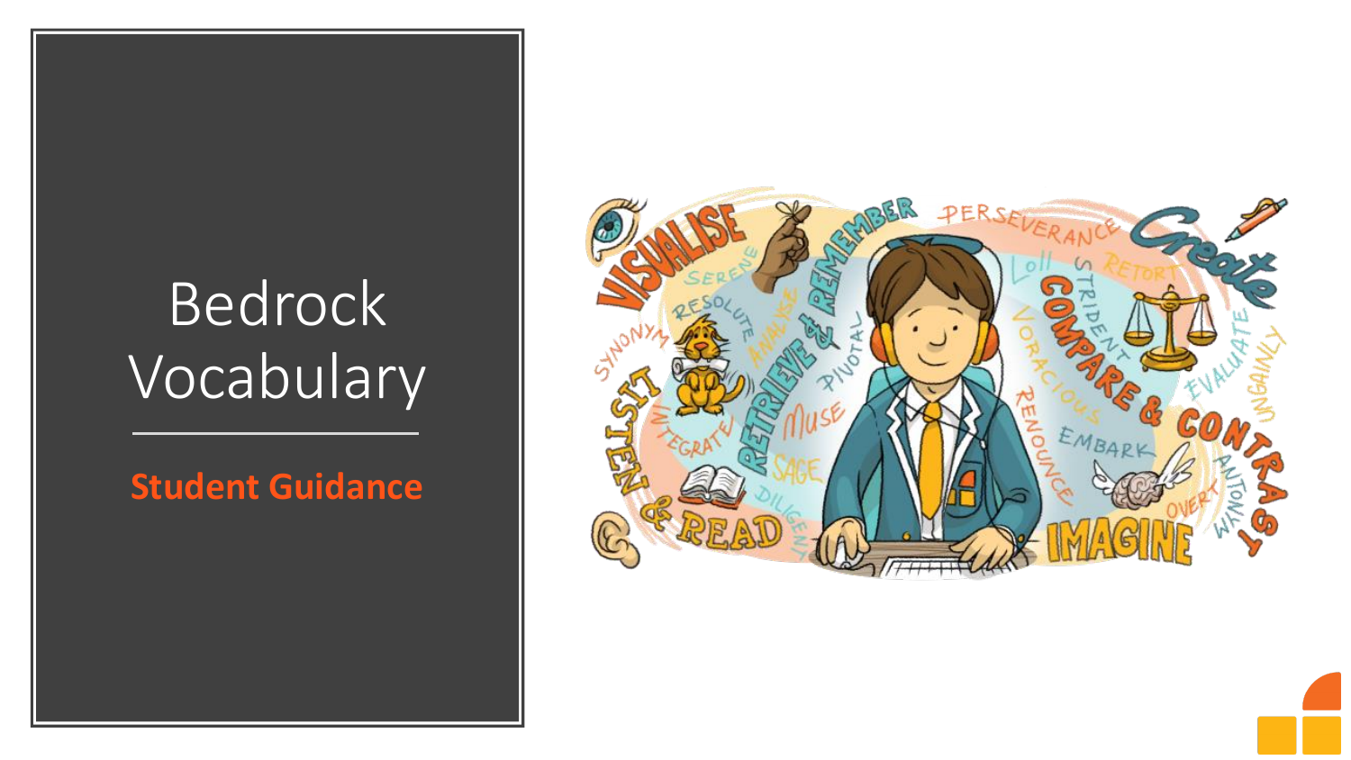# Bedrock Vocabulary

**Student Guidance**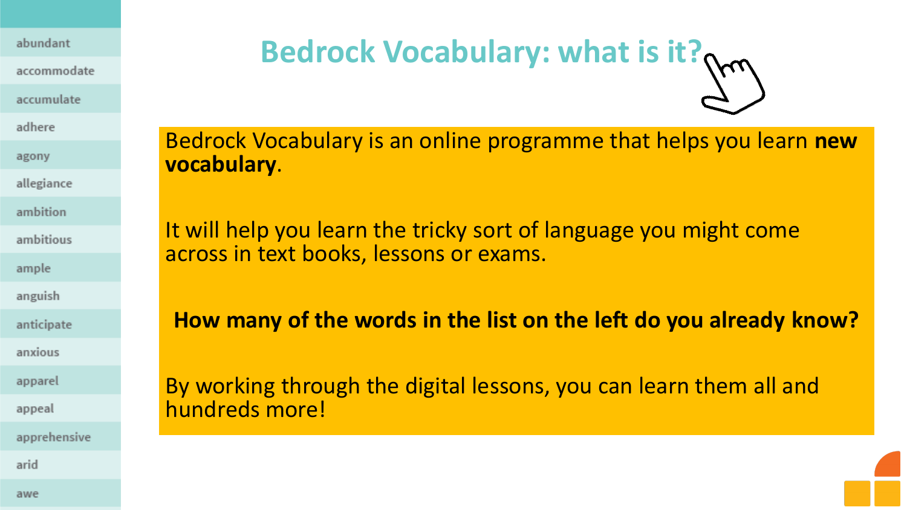# Bedrock Vocabulary: what is it?

- abundant
- accommodate
- accumulate
- adhere
- agony
- allegiance
- ambition
- ambitious
- ample
- anguish
- anticipate
- anxious
- apparel
- appeal
- apprehensive
- arid
- awe

Bedrock Vocabulary is an online programme that helps you learn **new vocabulary**.

It will help you learn the tricky sort of language you might come across in text books, lessons or exams.

**How many of the words in the list on the left do you already know?**

By working through the digital lessons, you can learn them all and hundreds more!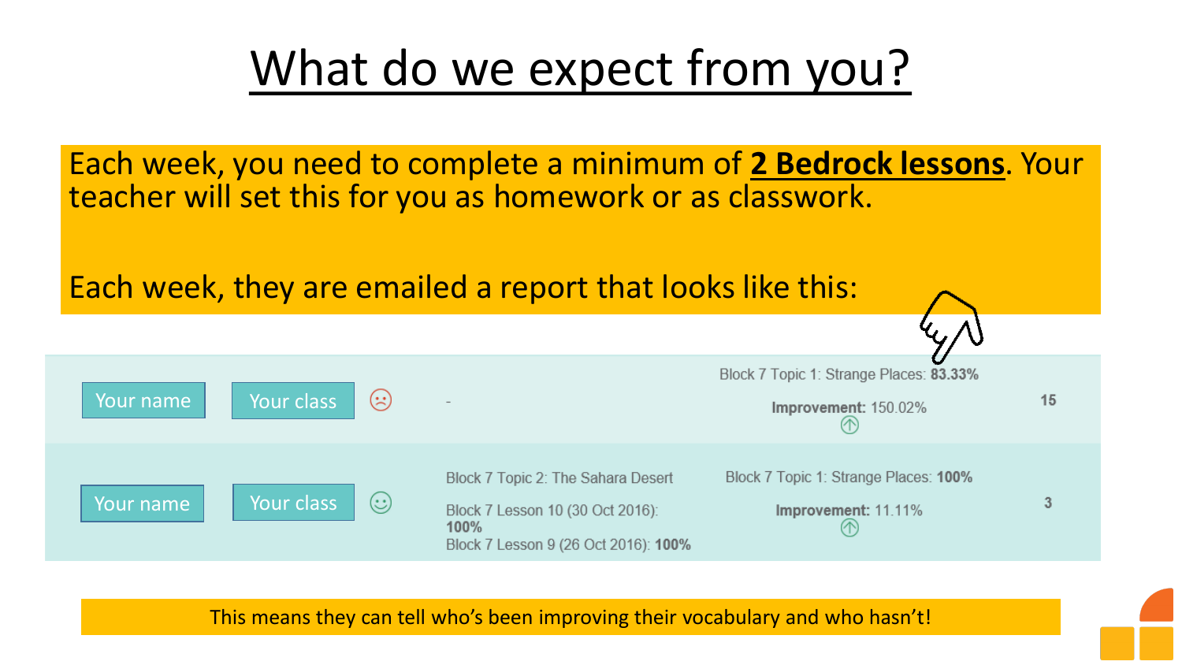# What do we expect from you?

Each week, you need to complete a minimum of **2 Bedrock lessons**. Your teacher will set this for you as homework or as classwork.

Each week, they are emailed a report that looks like this:

| | | | | | |
|---|---|---|---|---|---|
| Your name | Your class | ☹ | - | Block 7 Topic 1: Strange Places: **83.33%** **Improvement:** 150.02% | 15 |
| Your name | Your class | ☺ | Block 7 Topic 2: The Sahara Desert Block 7 Lesson 10 (30 Oct 2016): **100%** Block 7 Lesson 9 (26 Oct 2016): **100%** | Block 7 Topic 1: Strange Places: **100%** **Improvement:** 11.11% | 3 |

This means they can tell who's been improving their vocabulary and who hasn't!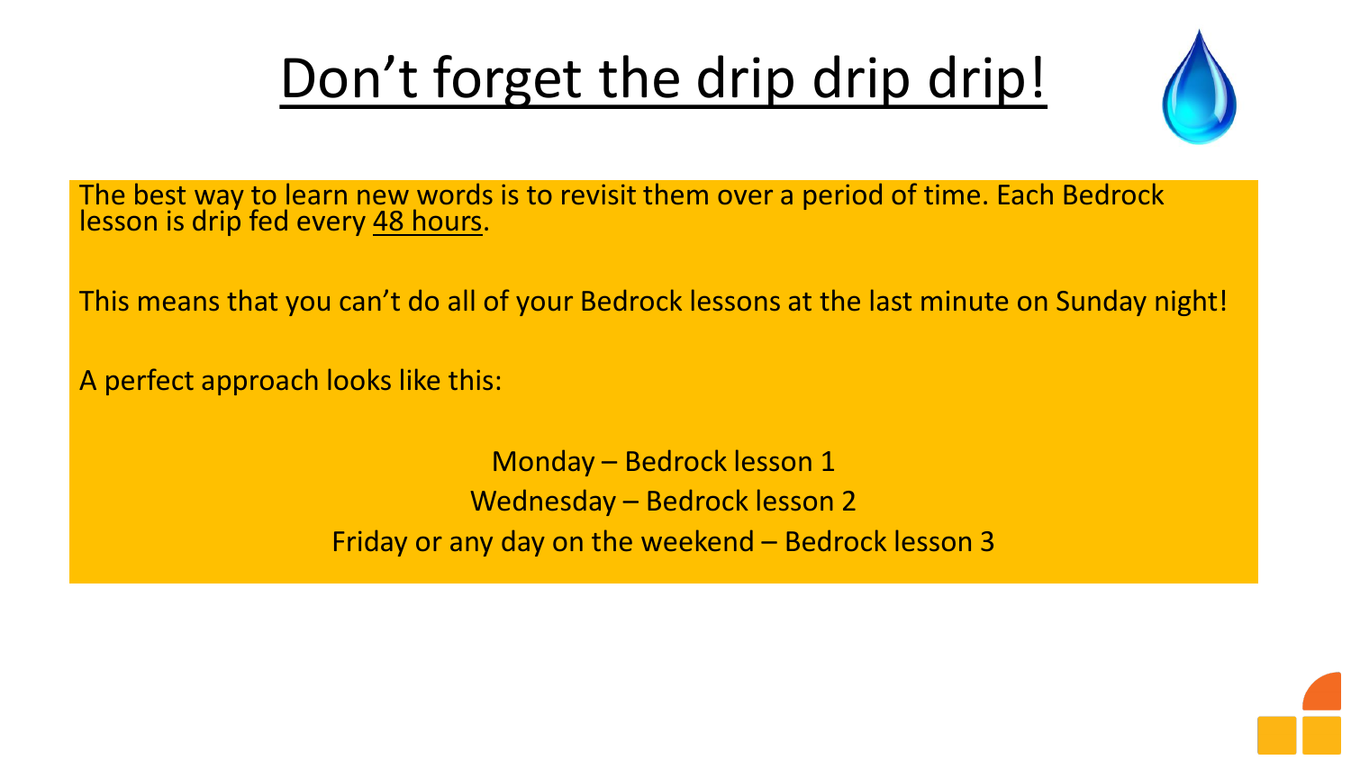# Don't forget the drip drip drip!

The best way to learn new words is to revisit them over a period of time. Each Bedrock lesson is drip fed every 48 hours.

This means that you can't do all of your Bedrock lessons at the last minute on Sunday night!

A perfect approach looks like this:

Monday – Bedrock lesson 1

Wednesday – Bedrock lesson 2

Friday or any day on the weekend – Bedrock lesson 3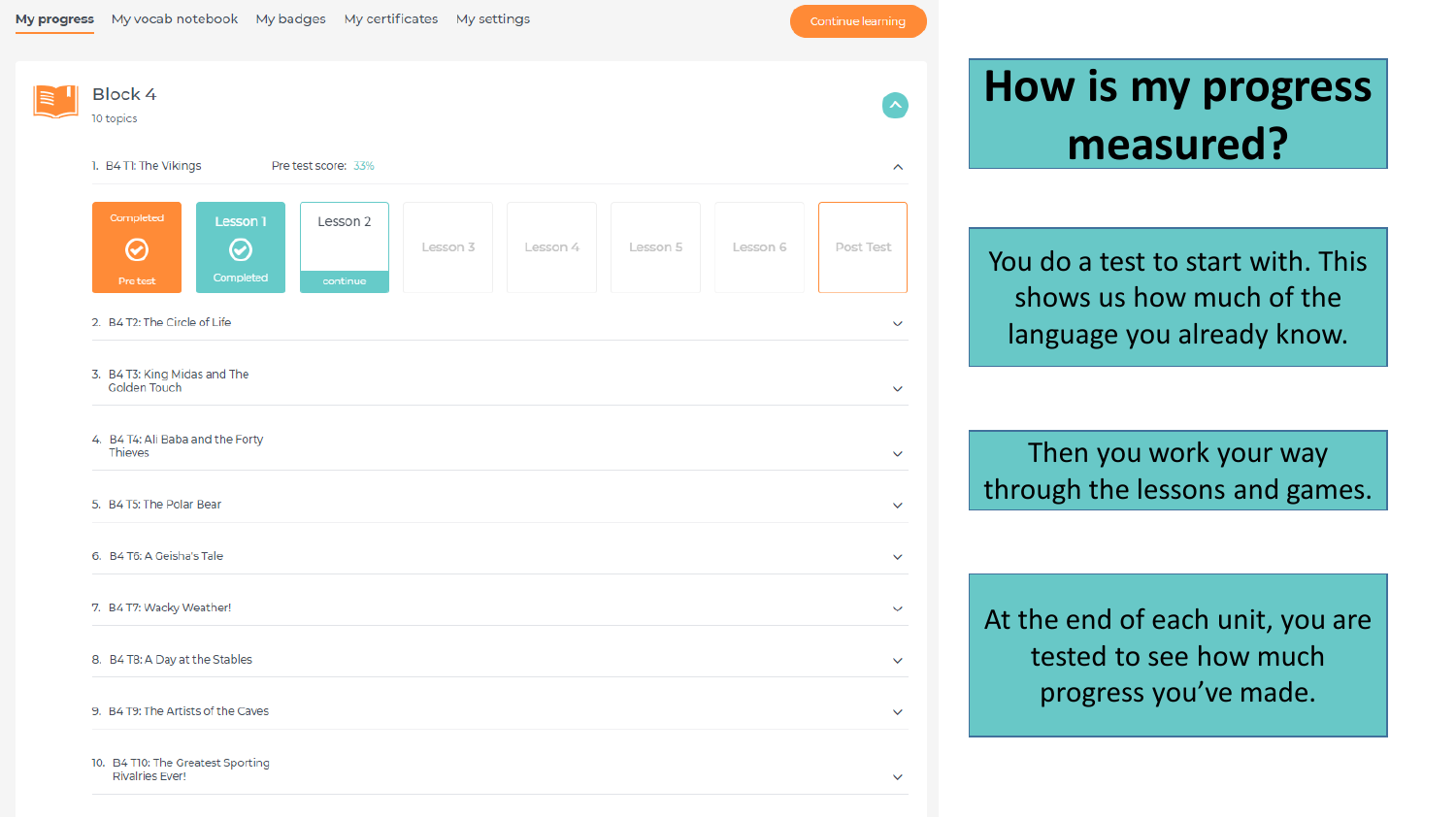My progress | My vocab notebook | My badges | My certificates | My settings

Continue learning

**Block 4**

10 topics

1. B4 T1: The Vikings — Pre test score: 33%

| Completed Pre test | Lesson 1 Completed | Lesson 2 continue | Lesson 3 | Lesson 4 | Lesson 5 | Lesson 6 | Post Test |
|---|---|---|---|---|---|---|---|

2. B4 T2: The Circle of Life
3. B4 T3: King Midas and The Golden Touch
4. B4 T4: Ali Baba and the Forty Thieves
5. B4 T5: The Polar Bear
6. B4 T6: A Geisha's Tale
7. B4 T7: Wacky Weather!
8. B4 T8: A Day at the Stables
9. B4 T9: The Artists of the Caves
10. B4 T10: The Greatest Sporting Rivalries Ever!

# How is my progress measured?

You do a test to start with. This shows us how much of the language you already know.

Then you work your way through the lessons and games.

At the end of each unit, you are tested to see how much progress you've made.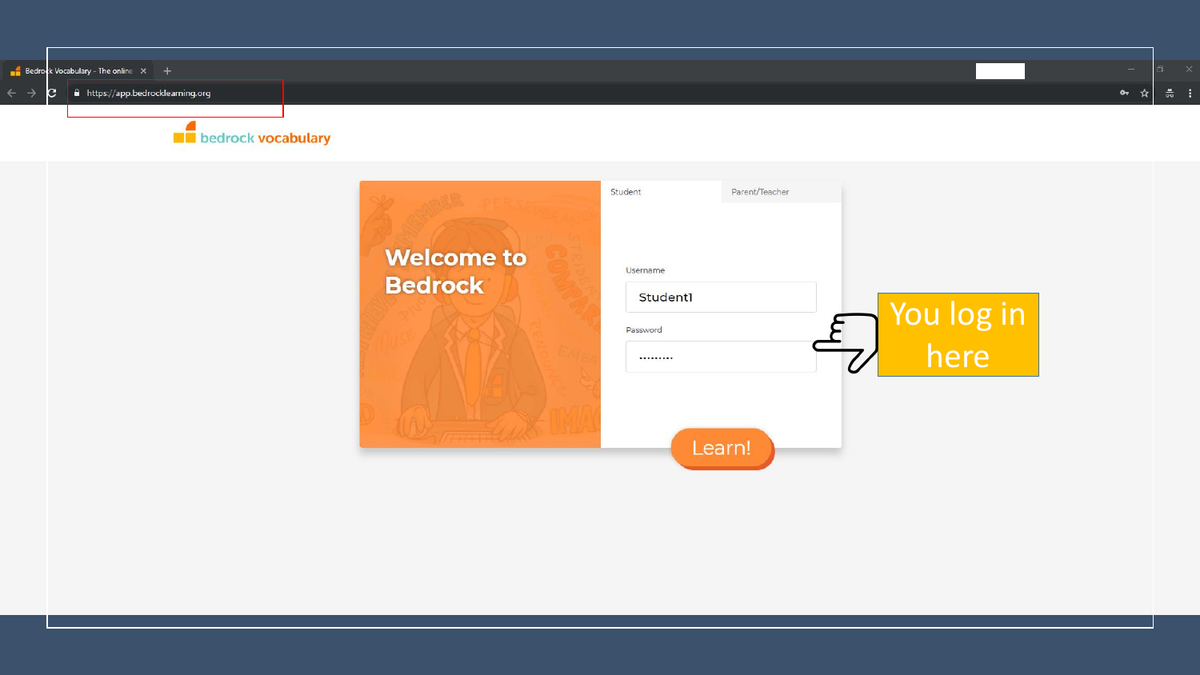Bedrock Vocabulary - The online

https://app.bedrocklearning.org

bedrock vocabulary

Welcome to Bedrock

Student | Parent/Teacher

Username

Student1

Password

··········

Learn!

You log in here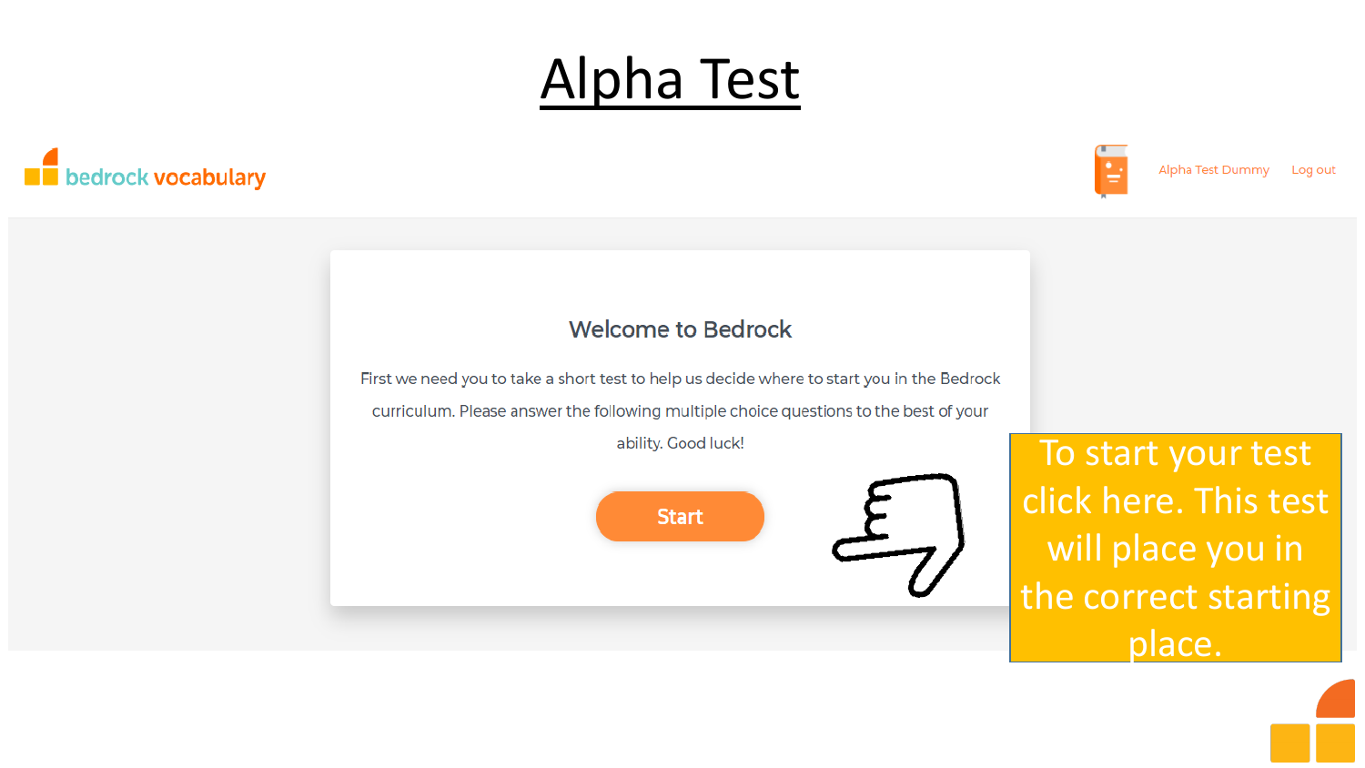# Alpha Test

bedrock vocabulary

Alpha Test Dummy Log out

## Welcome to Bedrock

First we need you to take a short test to help us decide where to start you in the Bedrock curriculum. Please answer the following multiple choice questions to the best of your ability. Good luck!

Start

To start your test click here. This test will place you in the correct starting place.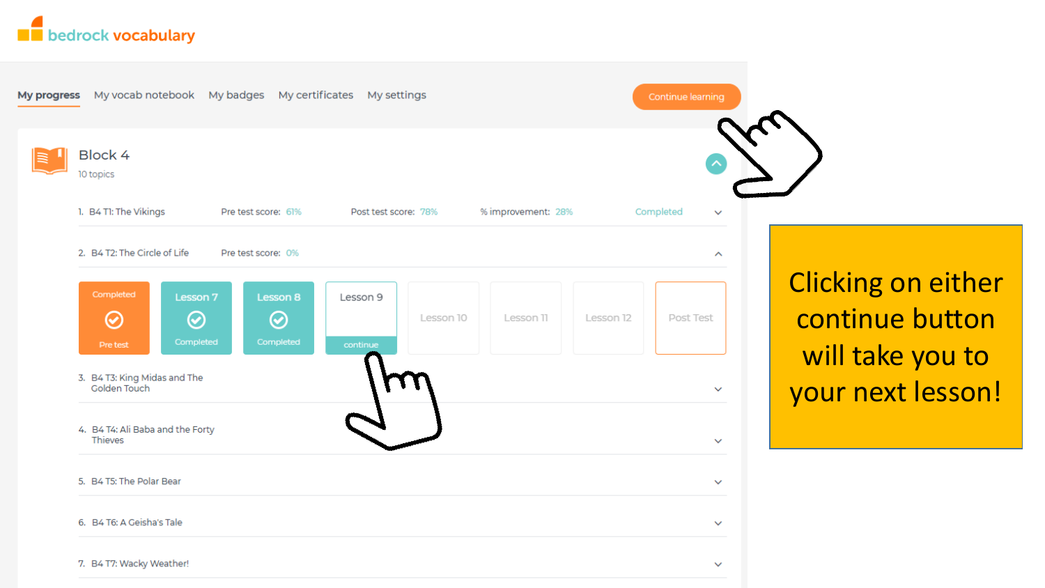bedrock vocabulary

My progress | My vocab notebook | My badges | My certificates | My settings

Continue learning

## Block 4

10 topics

1. B4 T1: The Vikings — Pre test score: 61% — Post test score: 78% — % improvement: 28% — Completed
2. B4 T2: The Circle of Life — Pre test score: 0%

| Completed Pre test | Lesson 7 Completed | Lesson 8 Completed | Lesson 9 continue | Lesson 10 | Lesson 11 | Lesson 12 | Post Test |
|---|---|---|---|---|---|---|---|

3. B4 T3: King Midas and The Golden Touch
4. B4 T4: Ali Baba and the Forty Thieves
5. B4 T5: The Polar Bear
6. B4 T6: A Geisha's Tale
7. B4 T7: Wacky Weather!

Clicking on either continue button will take you to your next lesson!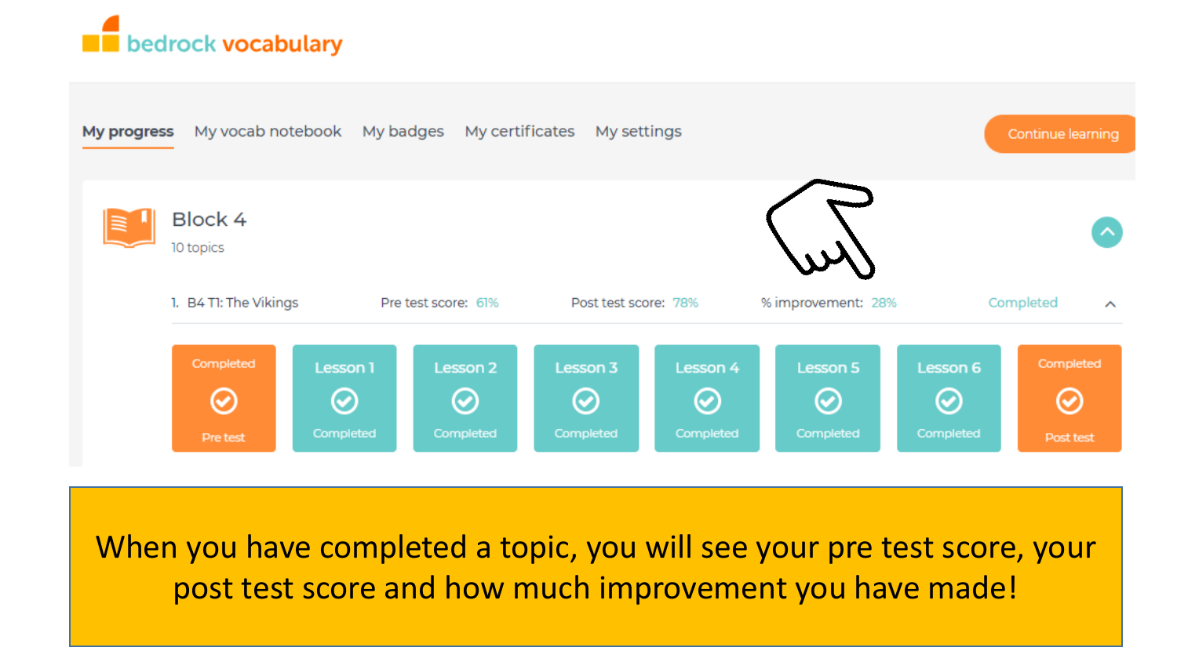bedrock vocabulary

My progress | My vocab notebook | My badges | My certificates | My settings | Continue learning

## Block 4

10 topics

1. B4 T1: The Vikings — Pre test score: 61% — Post test score: 78% — % improvement: 28% — Completed

| Completed Pre test | Lesson 1 Completed | Lesson 2 Completed | Lesson 3 Completed | Lesson 4 Completed | Lesson 5 Completed | Lesson 6 Completed | Completed Post test |
|---|---|---|---|---|---|---|---|

When you have completed a topic, you will see your pre test score, your post test score and how much improvement you have made!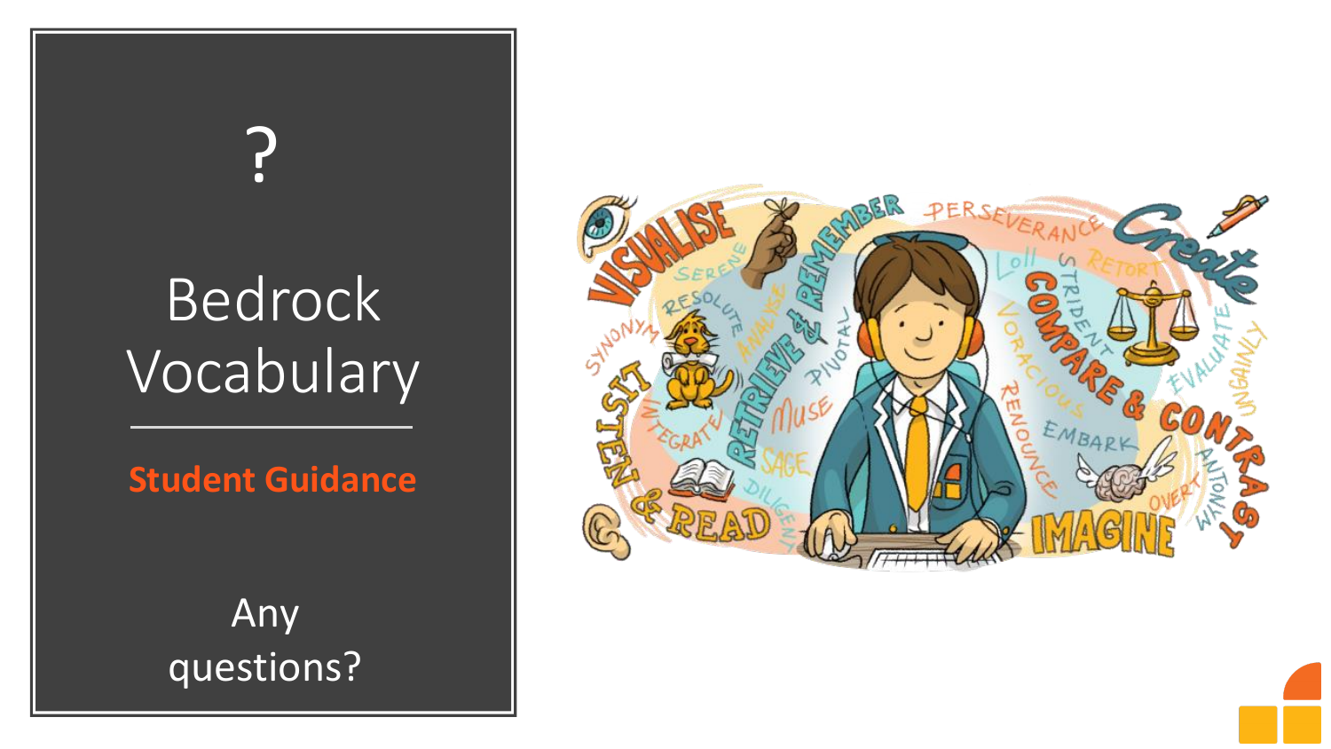?

# Bedrock Vocabulary

**Student Guidance**

Any questions?